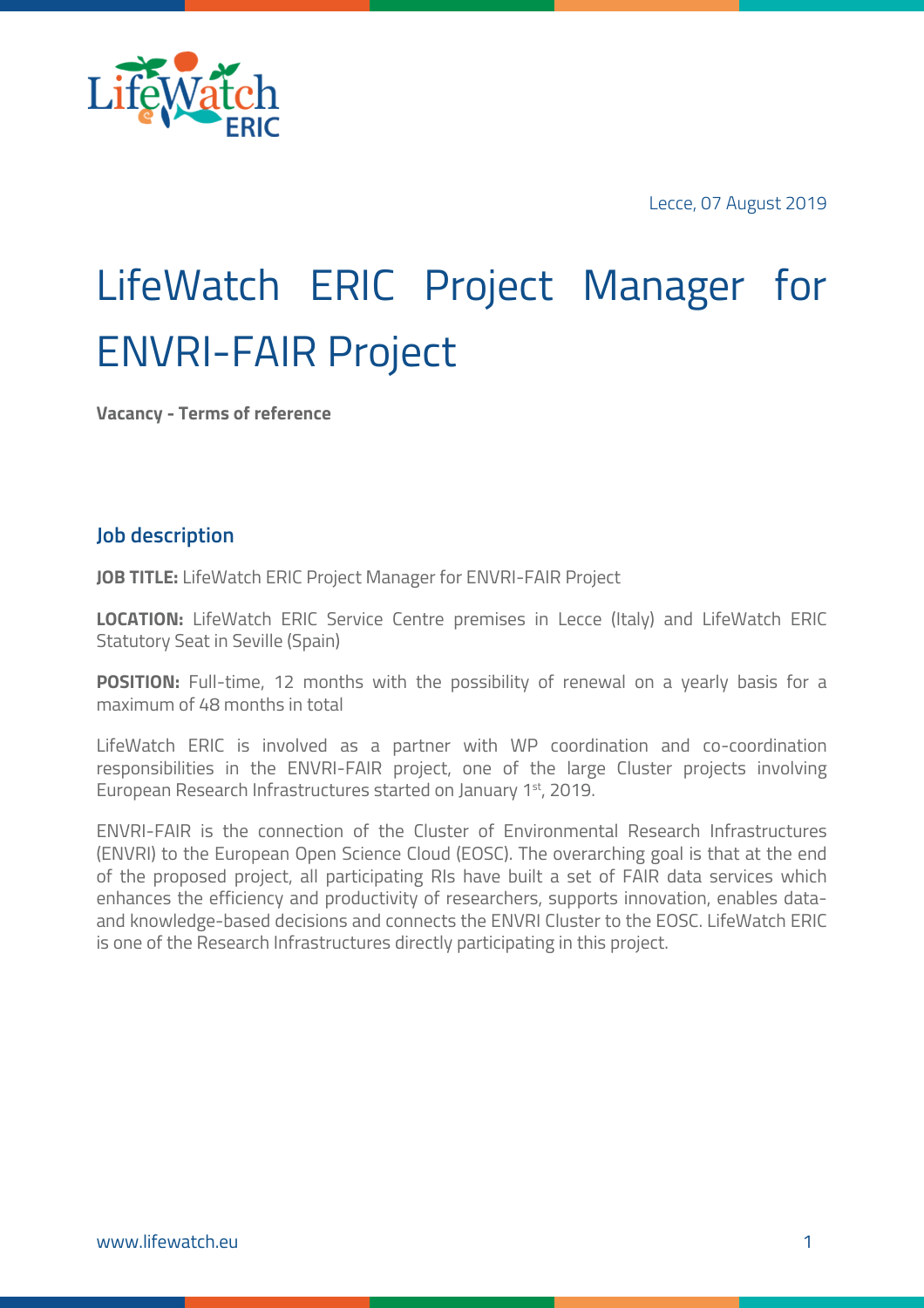Lecce, 07 August 2019

# LifeWatch ERIC Project Manager for ENVRI-FAIR Project

**Vacancy - Terms of reference**

## Job description

**JOB TITLE:** LifeWatch ERIC Project Manager for ENVRI-FAIR Project

**LOCATION:** LifeWatch ERIC Service Centre premises in Lecce (Italy) and LifeWatch ERIC Statutory Seat in Seville (Spain)

**POSITION:** Full-time, 12 months with the possibility of renewal on a yearly basis for a maximum of 48 months in total

LifeWatch ERIC is involved as a partner with WP coordination and co-coordination responsibilities in the ENVRI-FAIR project, one of the large Cluster projects involving European Research Infrastructures started on January 1st, 2019.

ENVRI-FAIR is the connection of the Cluster of Environmental Research Infrastructures (ENVRI) to the European Open Science Cloud (EOSC). The overarching goal is that at the end of the proposed project, all participating RIs have built a set of FAIR data services which enhances the efficiency and productivity of researchers, supports innovation, enables data- and knowledge-based decisions and connects the ENVRI Cluster to the EOSC. LifeWatch ERIC is one of the Research Infrastructures directly participating in this project.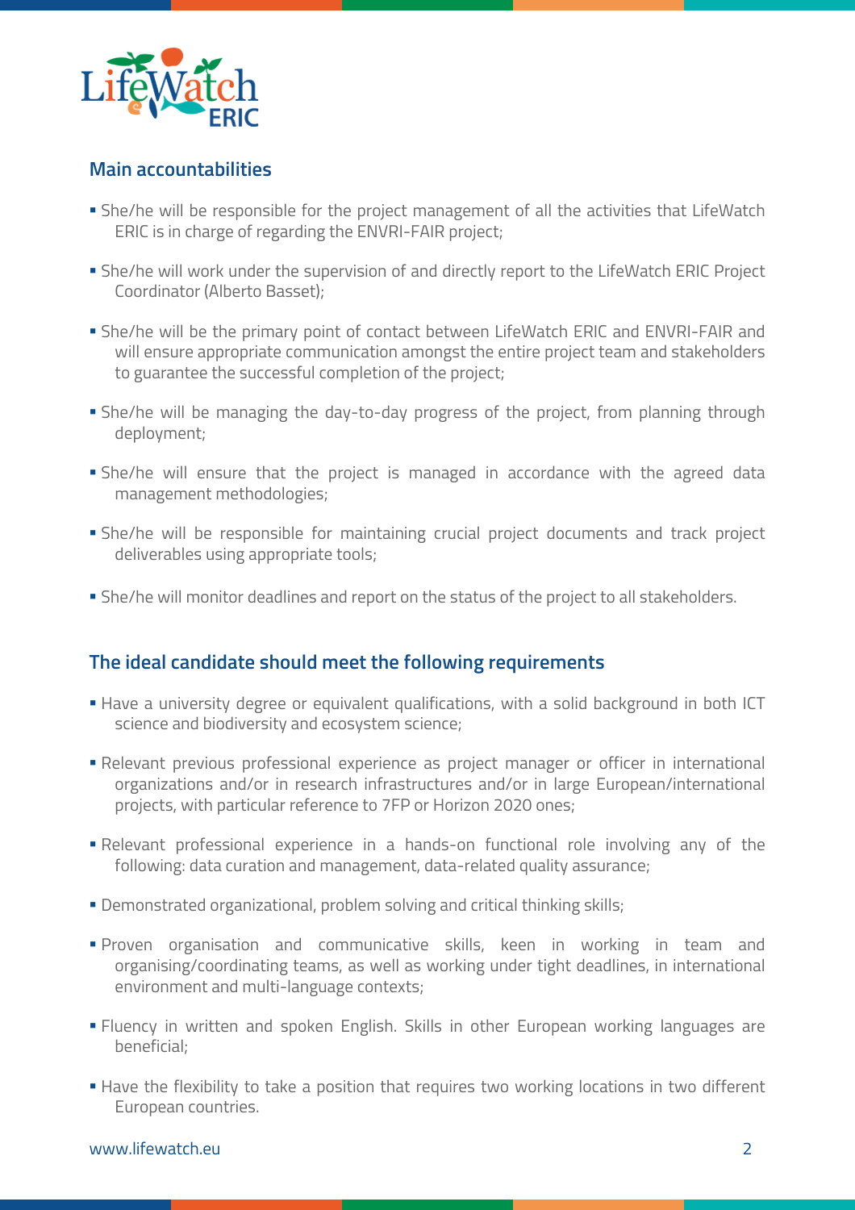## Main accountabilities

- She/he will be responsible for the project management of all the activities that LifeWatch ERIC is in charge of regarding the ENVRI-FAIR project;
- She/he will work under the supervision of and directly report to the LifeWatch ERIC Project Coordinator (Alberto Basset);
- She/he will be the primary point of contact between LifeWatch ERIC and ENVRI-FAIR and will ensure appropriate communication amongst the entire project team and stakeholders to guarantee the successful completion of the project;
- She/he will be managing the day-to-day progress of the project, from planning through deployment;
- She/he will ensure that the project is managed in accordance with the agreed data management methodologies;
- She/he will be responsible for maintaining crucial project documents and track project deliverables using appropriate tools;
- She/he will monitor deadlines and report on the status of the project to all stakeholders.

## The ideal candidate should meet the following requirements

- Have a university degree or equivalent qualifications, with a solid background in both ICT science and biodiversity and ecosystem science;
- Relevant previous professional experience as project manager or officer in international organizations and/or in research infrastructures and/or in large European/international projects, with particular reference to 7FP or Horizon 2020 ones;
- Relevant professional experience in a hands-on functional role involving any of the following: data curation and management, data-related quality assurance;
- Demonstrated organizational, problem solving and critical thinking skills;
- Proven organisation and communicative skills, keen in working in team and organising/coordinating teams, as well as working under tight deadlines, in international environment and multi-language contexts;
- Fluency in written and spoken English. Skills in other European working languages are beneficial;
- Have the flexibility to take a position that requires two working locations in two different European countries.

www.lifewatch.eu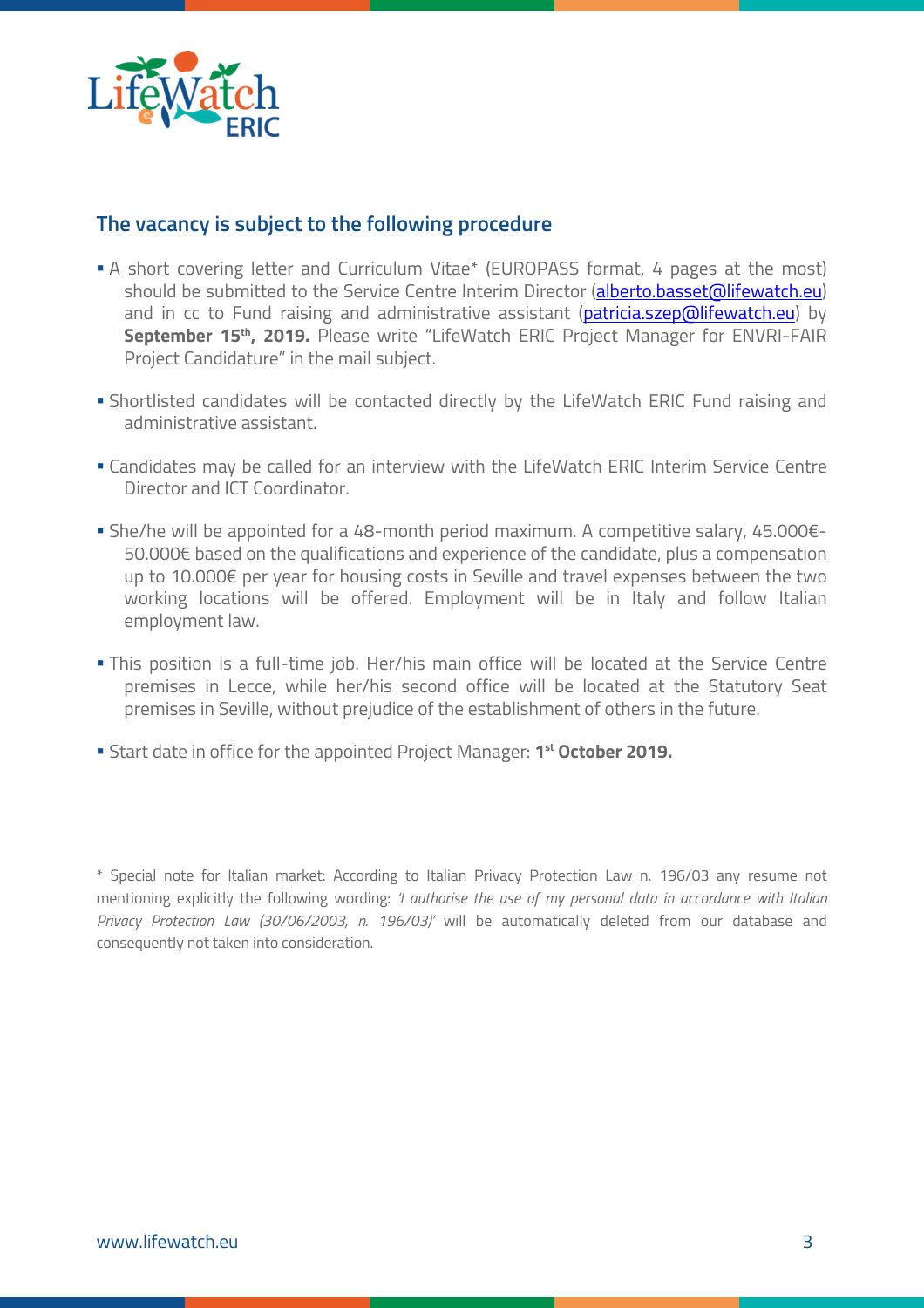## The vacancy is subject to the following procedure

- A short covering letter and Curriculum Vitae* (EUROPASS format, 4 pages at the most) should be submitted to the Service Centre Interim Director (alberto.basset@lifewatch.eu) and in cc to Fund raising and administrative assistant (patricia.szep@lifewatch.eu) by **September 15th, 2019.** Please write "LifeWatch ERIC Project Manager for ENVRI-FAIR Project Candidature" in the mail subject.

- Shortlisted candidates will be contacted directly by the LifeWatch ERIC Fund raising and administrative assistant.

- Candidates may be called for an interview with the LifeWatch ERIC Interim Service Centre Director and ICT Coordinator.

- She/he will be appointed for a 48-month period maximum. A competitive salary, 45.000€-50.000€ based on the qualifications and experience of the candidate, plus a compensation up to 10.000€ per year for housing costs in Seville and travel expenses between the two working locations will be offered. Employment will be in Italy and follow Italian employment law.

- This position is a full-time job. Her/his main office will be located at the Service Centre premises in Lecce, while her/his second office will be located at the Statutory Seat premises in Seville, without prejudice of the establishment of others in the future.

- Start date in office for the appointed Project Manager: **1st October 2019.**

* Special note for Italian market: According to Italian Privacy Protection Law n. 196/03 any resume not mentioning explicitly the following wording: *'I authorise the use of my personal data in accordance with Italian Privacy Protection Law (30/06/2003, n. 196/03)'* will be automatically deleted from our database and consequently not taken into consideration.